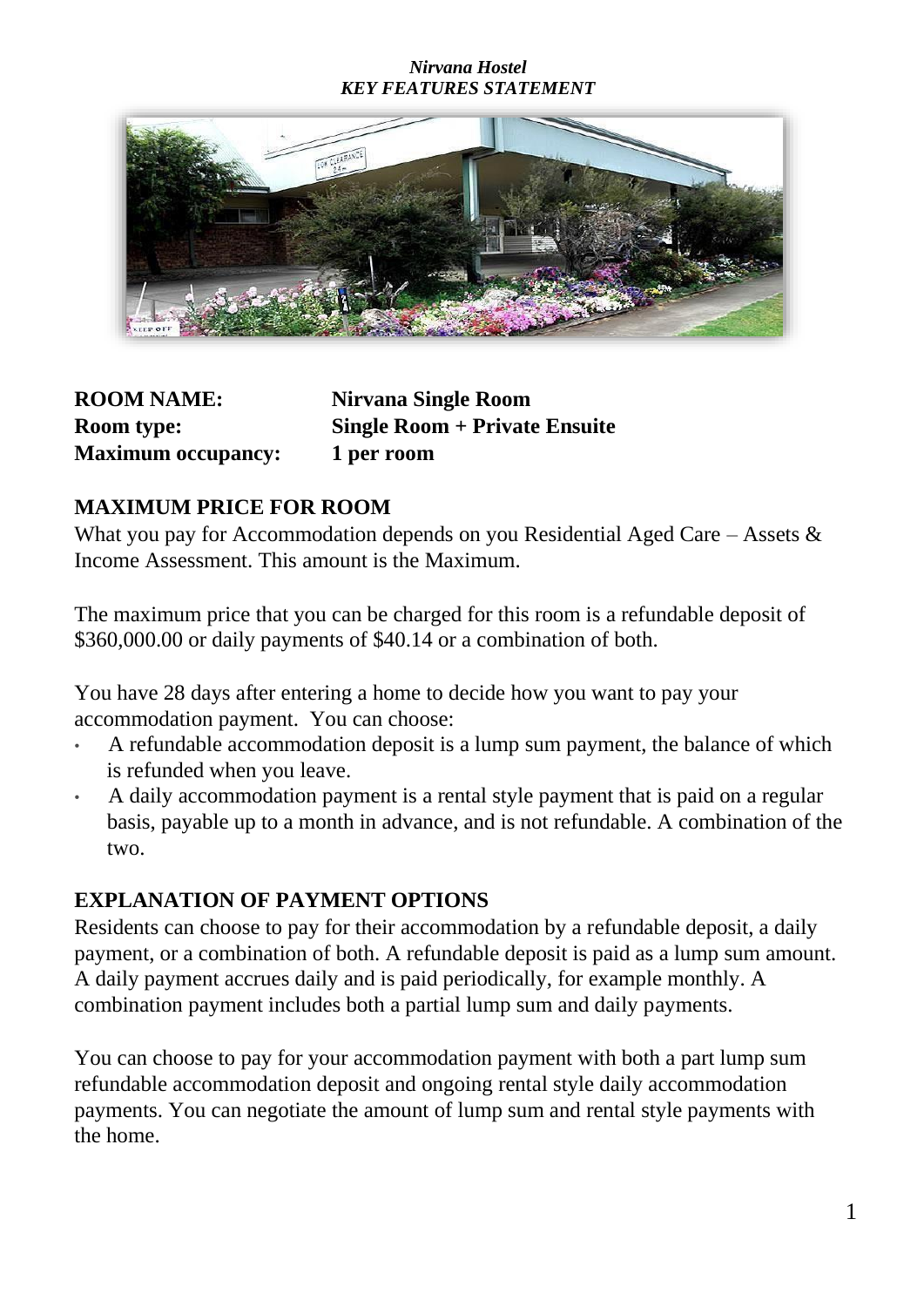*Nirvana Hostel*
*KEY FEATURES STATEMENT*

| | |
|---|---|
| **ROOM NAME:** | **Nirvana Single Room** |
| **Room type:** | **Single Room + Private Ensuite** |
| **Maximum occupancy:** | **1 per room** |

## MAXIMUM PRICE FOR ROOM

What you pay for Accommodation depends on you Residential Aged Care – Assets & Income Assessment. This amount is the Maximum.

The maximum price that you can be charged for this room is a refundable deposit of $360,000.00 or daily payments of $40.14 or a combination of both.

You have 28 days after entering a home to decide how you want to pay your accommodation payment. You can choose:

- A refundable accommodation deposit is a lump sum payment, the balance of which is refunded when you leave.
- A daily accommodation payment is a rental style payment that is paid on a regular basis, payable up to a month in advance, and is not refundable. A combination of the two.

## EXPLANATION OF PAYMENT OPTIONS

Residents can choose to pay for their accommodation by a refundable deposit, a daily payment, or a combination of both. A refundable deposit is paid as a lump sum amount. A daily payment accrues daily and is paid periodically, for example monthly. A combination payment includes both a partial lump sum and daily payments.

You can choose to pay for your accommodation payment with both a part lump sum refundable accommodation deposit and ongoing rental style daily accommodation payments. You can negotiate the amount of lump sum and rental style payments with the home.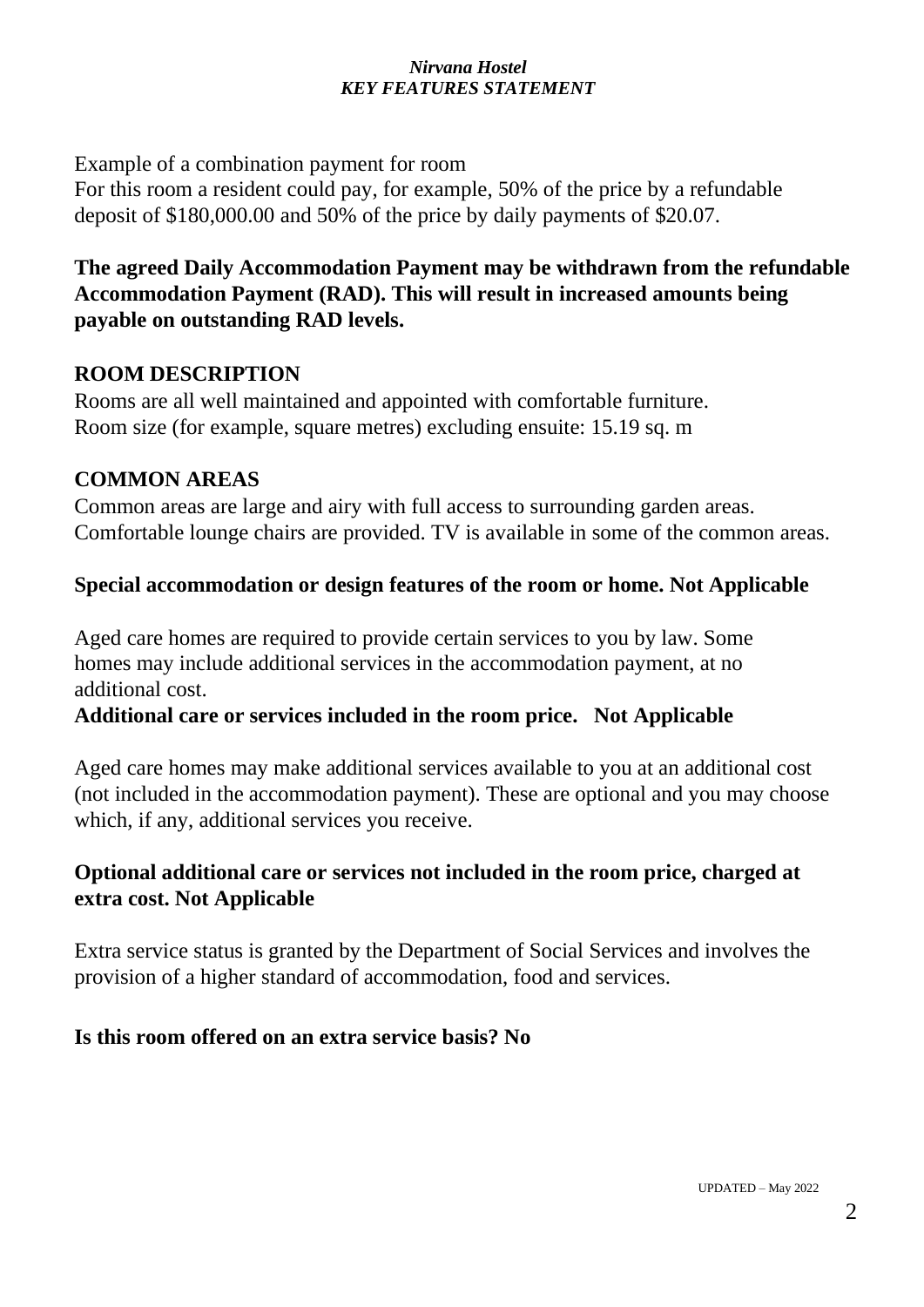Example of a combination payment for room
For this room a resident could pay, for example, 50% of the price by a refundable deposit of $180,000.00 and 50% of the price by daily payments of $20.07.

**The agreed Daily Accommodation Payment may be withdrawn from the refundable Accommodation Payment (RAD). This will result in increased amounts being payable on outstanding RAD levels.**

## ROOM DESCRIPTION

Rooms are all well maintained and appointed with comfortable furniture.
Room size (for example, square metres) excluding ensuite: 15.19 sq. m

## COMMON AREAS

Common areas are large and airy with full access to surrounding garden areas. Comfortable lounge chairs are provided. TV is available in some of the common areas.

**Special accommodation or design features of the room or home. Not Applicable**

Aged care homes are required to provide certain services to you by law. Some homes may include additional services in the accommodation payment, at no additional cost.

**Additional care or services included in the room price. Not Applicable**

Aged care homes may make additional services available to you at an additional cost (not included in the accommodation payment). These are optional and you may choose which, if any, additional services you receive.

**Optional additional care or services not included in the room price, charged at extra cost. Not Applicable**

Extra service status is granted by the Department of Social Services and involves the provision of a higher standard of accommodation, food and services.

**Is this room offered on an extra service basis? No**

UPDATED – May 2022